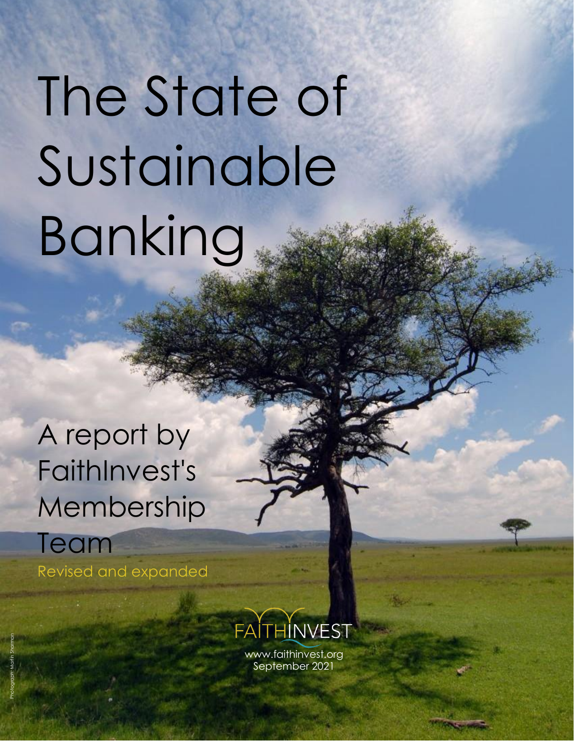# The State of Sustainable Banking

A report by FaithInvest's Membership Team

Revised and expanded

FAITHINVEST

www.faithinvest.org
September 2021

Photograph: Martin Sharman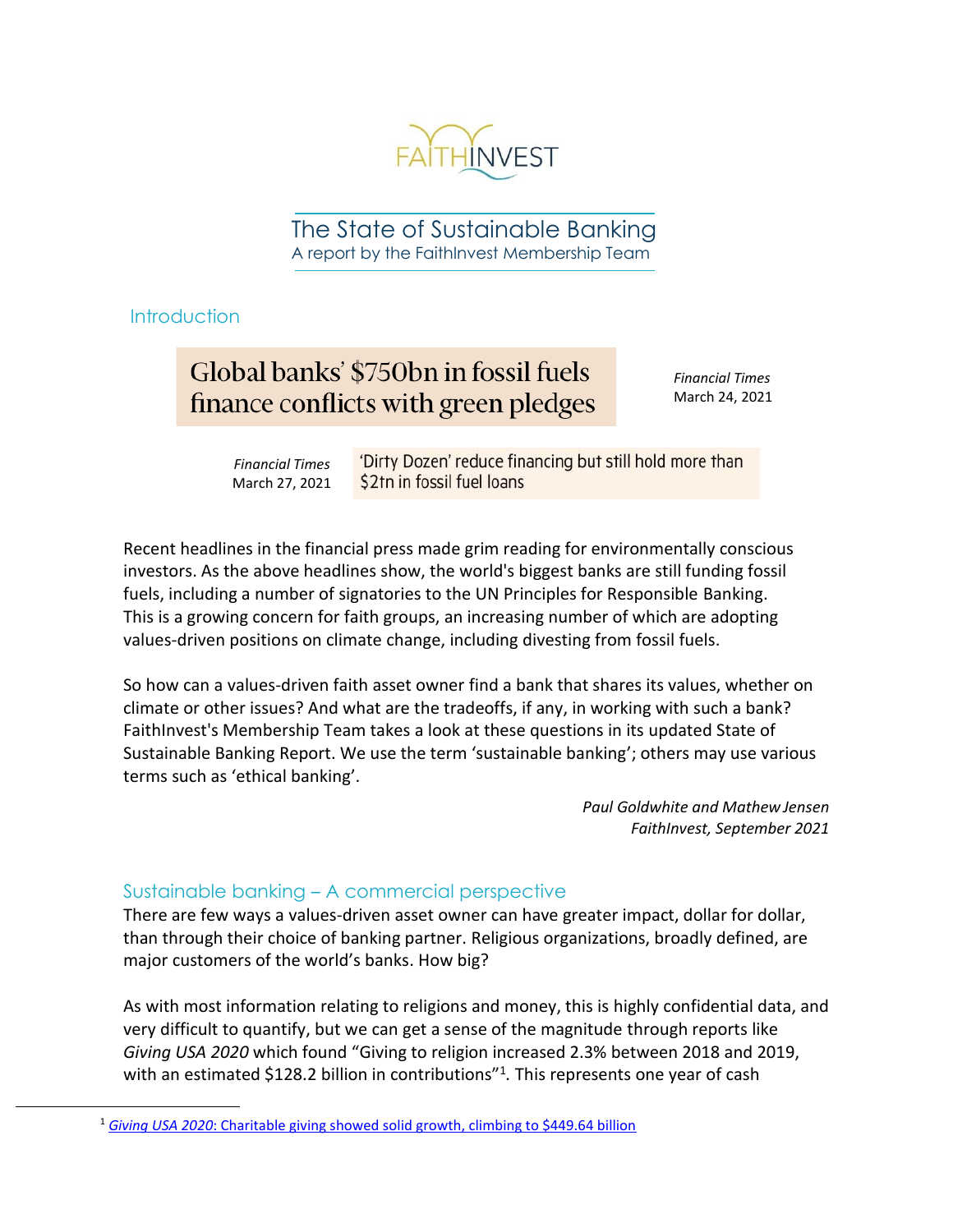FAITHINVEST

# The State of Sustainable Banking

A report by the FaithInvest Membership Team

## Introduction

**Global banks' $750bn in fossil fuels finance conflicts with green pledges**

*Financial Times*
March 24, 2021

*Financial Times*
March 27, 2021

**'Dirty Dozen' reduce financing but still hold more than $2tn in fossil fuel loans**

Recent headlines in the financial press made grim reading for environmentally conscious investors. As the above headlines show, the world's biggest banks are still funding fossil fuels, including a number of signatories to the UN Principles for Responsible Banking. This is a growing concern for faith groups, an increasing number of which are adopting values-driven positions on climate change, including divesting from fossil fuels.

So how can a values-driven faith asset owner find a bank that shares its values, whether on climate or other issues? And what are the tradeoffs, if any, in working with such a bank? FaithInvest's Membership Team takes a look at these questions in its updated State of Sustainable Banking Report. We use the term 'sustainable banking'; others may use various terms such as 'ethical banking'.

*Paul Goldwhite and Mathew Jensen*
*FaithInvest, September 2021*

## Sustainable banking – A commercial perspective

There are few ways a values-driven asset owner can have greater impact, dollar for dollar, than through their choice of banking partner. Religious organizations, broadly defined, are major customers of the world's banks. How big?

As with most information relating to religions and money, this is highly confidential data, and very difficult to quantify, but we can get a sense of the magnitude through reports like *Giving USA 2020* which found "Giving to religion increased 2.3% between 2018 and 2019, with an estimated $128.2 billion in contributions"[1]. This represents one year of cash

[1] *Giving USA 2020*: Charitable giving showed solid growth, climbing to $449.64 billion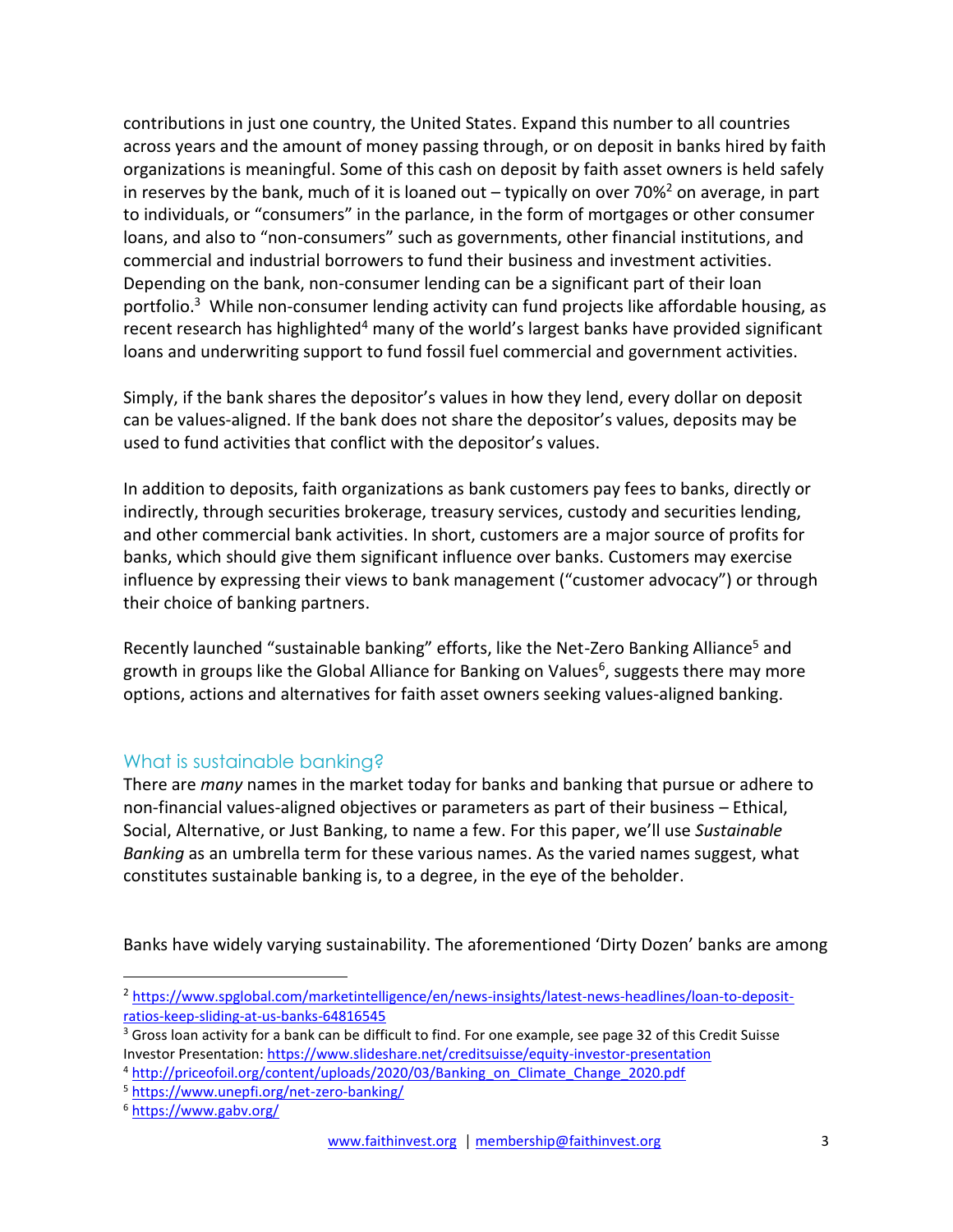contributions in just one country, the United States. Expand this number to all countries across years and the amount of money passing through, or on deposit in banks hired by faith organizations is meaningful. Some of this cash on deposit by faith asset owners is held safely in reserves by the bank, much of it is loaned out – typically on over 70%[2] on average, in part to individuals, or "consumers" in the parlance, in the form of mortgages or other consumer loans, and also to "non-consumers" such as governments, other financial institutions, and commercial and industrial borrowers to fund their business and investment activities. Depending on the bank, non-consumer lending can be a significant part of their loan portfolio.[3] While non-consumer lending activity can fund projects like affordable housing, as recent research has highlighted[4] many of the world's largest banks have provided significant loans and underwriting support to fund fossil fuel commercial and government activities.

Simply, if the bank shares the depositor's values in how they lend, every dollar on deposit can be values-aligned. If the bank does not share the depositor's values, deposits may be used to fund activities that conflict with the depositor's values.

In addition to deposits, faith organizations as bank customers pay fees to banks, directly or indirectly, through securities brokerage, treasury services, custody and securities lending, and other commercial bank activities. In short, customers are a major source of profits for banks, which should give them significant influence over banks. Customers may exercise influence by expressing their views to bank management ("customer advocacy") or through their choice of banking partners.

Recently launched "sustainable banking" efforts, like the Net-Zero Banking Alliance[5] and growth in groups like the Global Alliance for Banking on Values[6], suggests there may more options, actions and alternatives for faith asset owners seeking values-aligned banking.

## What is sustainable banking?

There are *many* names in the market today for banks and banking that pursue or adhere to non-financial values-aligned objectives or parameters as part of their business – Ethical, Social, Alternative, or Just Banking, to name a few. For this paper, we'll use *Sustainable Banking* as an umbrella term for these various names. As the varied names suggest, what constitutes sustainable banking is, to a degree, in the eye of the beholder.

Banks have widely varying sustainability. The aforementioned 'Dirty Dozen' banks are among

---

[2] https://www.spglobal.com/marketintelligence/en/news-insights/latest-news-headlines/loan-to-deposit-ratios-keep-sliding-at-us-banks-64816545

[3] Gross loan activity for a bank can be difficult to find. For one example, see page 32 of this Credit Suisse Investor Presentation: https://www.slideshare.net/creditsuisse/equity-investor-presentation

[4] http://priceofoil.org/content/uploads/2020/03/Banking_on_Climate_Change_2020.pdf

[5] https://www.unepfi.org/net-zero-banking/

[6] https://www.gabv.org/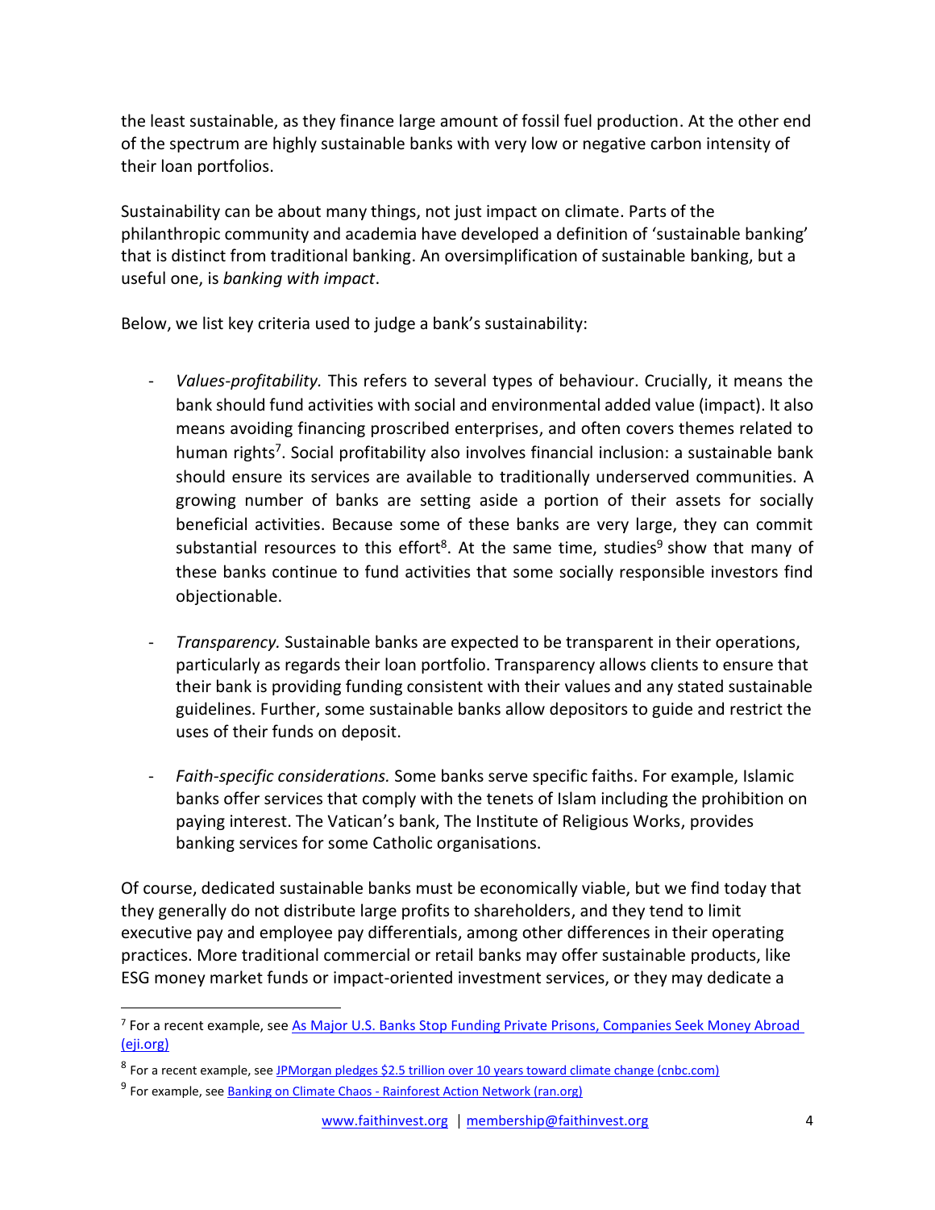the least sustainable, as they finance large amount of fossil fuel production. At the other end of the spectrum are highly sustainable banks with very low or negative carbon intensity of their loan portfolios.

Sustainability can be about many things, not just impact on climate. Parts of the philanthropic community and academia have developed a definition of 'sustainable banking' that is distinct from traditional banking. An oversimplification of sustainable banking, but a useful one, is *banking with impact*.

Below, we list key criteria used to judge a bank's sustainability:

- *Values-profitability.* This refers to several types of behaviour. Crucially, it means the bank should fund activities with social and environmental added value (impact). It also means avoiding financing proscribed enterprises, and often covers themes related to human rights[7]. Social profitability also involves financial inclusion: a sustainable bank should ensure its services are available to traditionally underserved communities. A growing number of banks are setting aside a portion of their assets for socially beneficial activities. Because some of these banks are very large, they can commit substantial resources to this effort[8]. At the same time, studies[9] show that many of these banks continue to fund activities that some socially responsible investors find objectionable.

- *Transparency.* Sustainable banks are expected to be transparent in their operations, particularly as regards their loan portfolio. Transparency allows clients to ensure that their bank is providing funding consistent with their values and any stated sustainable guidelines. Further, some sustainable banks allow depositors to guide and restrict the uses of their funds on deposit.

- *Faith-specific considerations.* Some banks serve specific faiths. For example, Islamic banks offer services that comply with the tenets of Islam including the prohibition on paying interest. The Vatican's bank, The Institute of Religious Works, provides banking services for some Catholic organisations.

Of course, dedicated sustainable banks must be economically viable, but we find today that they generally do not distribute large profits to shareholders, and they tend to limit executive pay and employee pay differentials, among other differences in their operating practices. More traditional commercial or retail banks may offer sustainable products, like ESG money market funds or impact-oriented investment services, or they may dedicate a

[7] For a recent example, see As Major U.S. Banks Stop Funding Private Prisons, Companies Seek Money Abroad (eji.org)

[8] For a recent example, see JPMorgan pledges $2.5 trillion over 10 years toward climate change (cnbc.com)

[9] For example, see Banking on Climate Chaos - Rainforest Action Network (ran.org)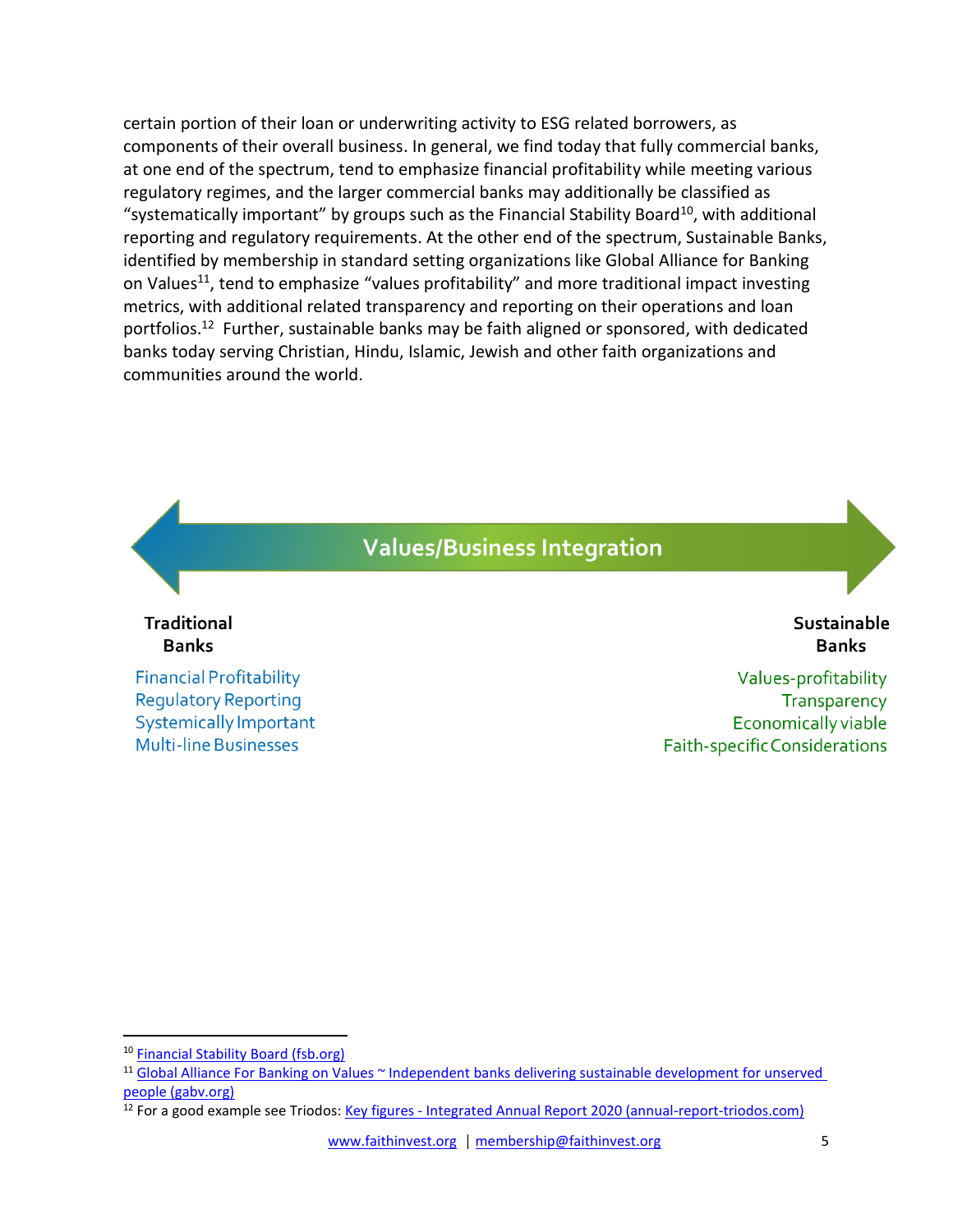certain portion of their loan or underwriting activity to ESG related borrowers, as components of their overall business. In general, we find today that fully commercial banks, at one end of the spectrum, tend to emphasize financial profitability while meeting various regulatory regimes, and the larger commercial banks may additionally be classified as "systematically important" by groups such as the Financial Stability Board[10], with additional reporting and regulatory requirements. At the other end of the spectrum, Sustainable Banks, identified by membership in standard setting organizations like Global Alliance for Banking on Values[11], tend to emphasize "values profitability" and more traditional impact investing metrics, with additional related transparency and reporting on their operations and loan portfolios.[12] Further, sustainable banks may be faith aligned or sponsored, with dedicated banks today serving Christian, Hindu, Islamic, Jewish and other faith organizations and communities around the world.

**Values/Business Integration**

| Traditional Banks | Sustainable Banks |
|---|---|
| Financial Profitability | Values-profitability |
| Regulatory Reporting | Transparency |
| Systemically Important | Economically viable |
| Multi-line Businesses | Faith-specific Considerations |

---

[10] Financial Stability Board (fsb.org)

[11] Global Alliance For Banking on Values ~ Independent banks delivering sustainable development for unserved people (gabv.org)

[12] For a good example see Triodos: Key figures - Integrated Annual Report 2020 (annual-report-triodos.com)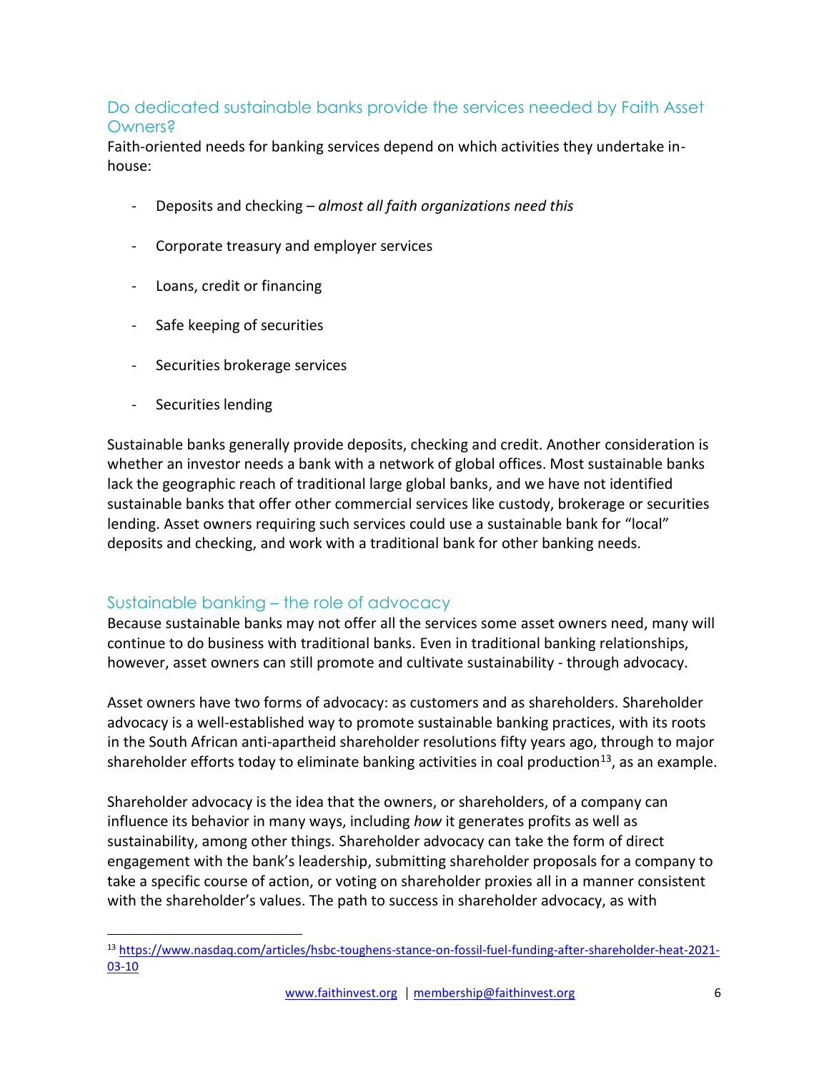## Do dedicated sustainable banks provide the services needed by Faith Asset Owners?

Faith-oriented needs for banking services depend on which activities they undertake in-house:

- Deposits and checking – *almost all faith organizations need this*
- Corporate treasury and employer services
- Loans, credit or financing
- Safe keeping of securities
- Securities brokerage services
- Securities lending

Sustainable banks generally provide deposits, checking and credit. Another consideration is whether an investor needs a bank with a network of global offices. Most sustainable banks lack the geographic reach of traditional large global banks, and we have not identified sustainable banks that offer other commercial services like custody, brokerage or securities lending. Asset owners requiring such services could use a sustainable bank for "local" deposits and checking, and work with a traditional bank for other banking needs.

## Sustainable banking – the role of advocacy

Because sustainable banks may not offer all the services some asset owners need, many will continue to do business with traditional banks. Even in traditional banking relationships, however, asset owners can still promote and cultivate sustainability - through advocacy.

Asset owners have two forms of advocacy: as customers and as shareholders. Shareholder advocacy is a well-established way to promote sustainable banking practices, with its roots in the South African anti-apartheid shareholder resolutions fifty years ago, through to major shareholder efforts today to eliminate banking activities in coal production[13], as an example.

Shareholder advocacy is the idea that the owners, or shareholders, of a company can influence its behavior in many ways, including *how* it generates profits as well as sustainability, among other things. Shareholder advocacy can take the form of direct engagement with the bank's leadership, submitting shareholder proposals for a company to take a specific course of action, or voting on shareholder proxies all in a manner consistent with the shareholder's values. The path to success in shareholder advocacy, as with

---

[13] https://www.nasdaq.com/articles/hsbc-toughens-stance-on-fossil-fuel-funding-after-shareholder-heat-2021-03-10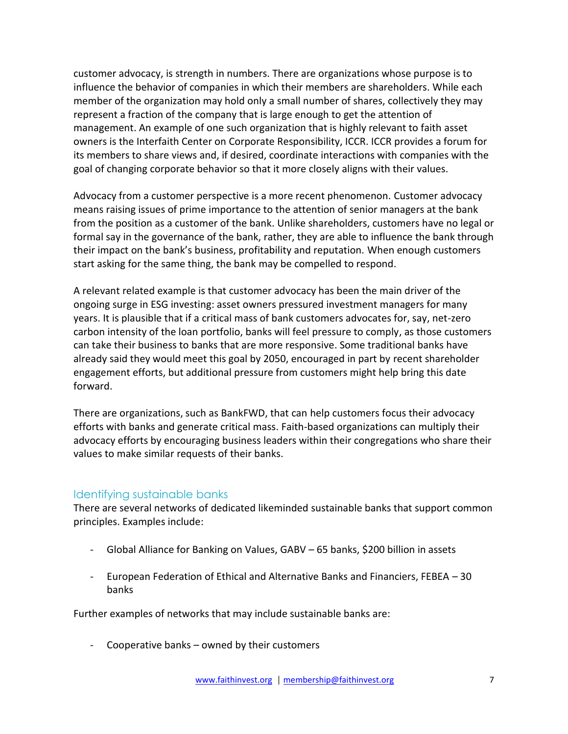customer advocacy, is strength in numbers. There are organizations whose purpose is to influence the behavior of companies in which their members are shareholders. While each member of the organization may hold only a small number of shares, collectively they may represent a fraction of the company that is large enough to get the attention of management. An example of one such organization that is highly relevant to faith asset owners is the Interfaith Center on Corporate Responsibility, ICCR. ICCR provides a forum for its members to share views and, if desired, coordinate interactions with companies with the goal of changing corporate behavior so that it more closely aligns with their values.

Advocacy from a customer perspective is a more recent phenomenon. Customer advocacy means raising issues of prime importance to the attention of senior managers at the bank from the position as a customer of the bank. Unlike shareholders, customers have no legal or formal say in the governance of the bank, rather, they are able to influence the bank through their impact on the bank's business, profitability and reputation. When enough customers start asking for the same thing, the bank may be compelled to respond.

A relevant related example is that customer advocacy has been the main driver of the ongoing surge in ESG investing: asset owners pressured investment managers for many years. It is plausible that if a critical mass of bank customers advocates for, say, net-zero carbon intensity of the loan portfolio, banks will feel pressure to comply, as those customers can take their business to banks that are more responsive. Some traditional banks have already said they would meet this goal by 2050, encouraged in part by recent shareholder engagement efforts, but additional pressure from customers might help bring this date forward.

There are organizations, such as BankFWD, that can help customers focus their advocacy efforts with banks and generate critical mass. Faith-based organizations can multiply their advocacy efforts by encouraging business leaders within their congregations who share their values to make similar requests of their banks.

## Identifying sustainable banks

There are several networks of dedicated likeminded sustainable banks that support common principles. Examples include:

- Global Alliance for Banking on Values, GABV – 65 banks, $200 billion in assets
- European Federation of Ethical and Alternative Banks and Financiers, FEBEA – 30 banks

Further examples of networks that may include sustainable banks are:

- Cooperative banks – owned by their customers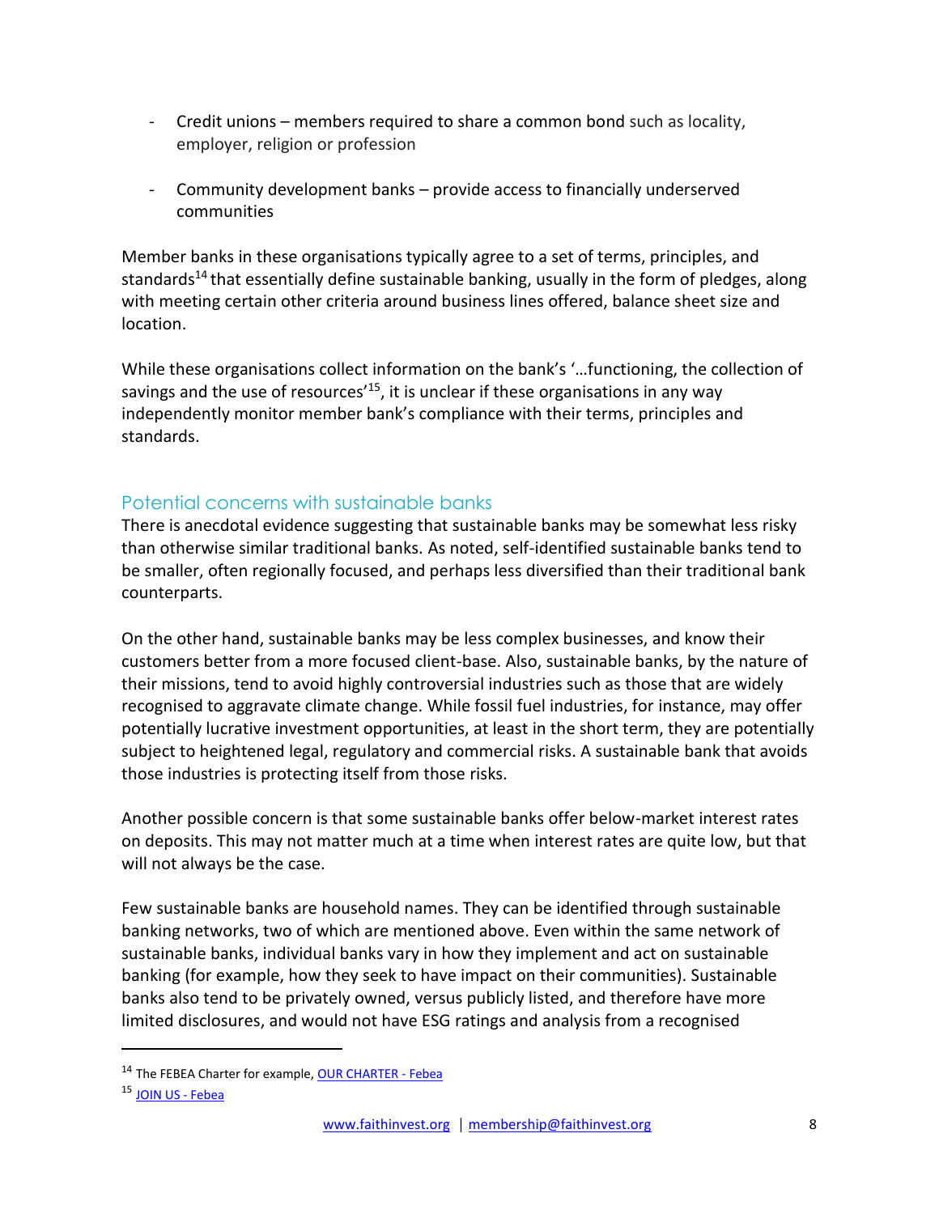- Credit unions – members required to share a common bond such as locality, employer, religion or profession

- Community development banks – provide access to financially underserved communities

Member banks in these organisations typically agree to a set of terms, principles, and standards[14] that essentially define sustainable banking, usually in the form of pledges, along with meeting certain other criteria around business lines offered, balance sheet size and location.

While these organisations collect information on the bank's '…functioning, the collection of savings and the use of resources'[15], it is unclear if these organisations in any way independently monitor member bank's compliance with their terms, principles and standards.

## Potential concerns with sustainable banks

There is anecdotal evidence suggesting that sustainable banks may be somewhat less risky than otherwise similar traditional banks. As noted, self-identified sustainable banks tend to be smaller, often regionally focused, and perhaps less diversified than their traditional bank counterparts.

On the other hand, sustainable banks may be less complex businesses, and know their customers better from a more focused client-base. Also, sustainable banks, by the nature of their missions, tend to avoid highly controversial industries such as those that are widely recognised to aggravate climate change. While fossil fuel industries, for instance, may offer potentially lucrative investment opportunities, at least in the short term, they are potentially subject to heightened legal, regulatory and commercial risks. A sustainable bank that avoids those industries is protecting itself from those risks.

Another possible concern is that some sustainable banks offer below-market interest rates on deposits. This may not matter much at a time when interest rates are quite low, but that will not always be the case.

Few sustainable banks are household names. They can be identified through sustainable banking networks, two of which are mentioned above. Even within the same network of sustainable banks, individual banks vary in how they implement and act on sustainable banking (for example, how they seek to have impact on their communities). Sustainable banks also tend to be privately owned, versus publicly listed, and therefore have more limited disclosures, and would not have ESG ratings and analysis from a recognised

---

[14] The FEBEA Charter for example, [OUR CHARTER - Febea]

[15] [JOIN US - Febea]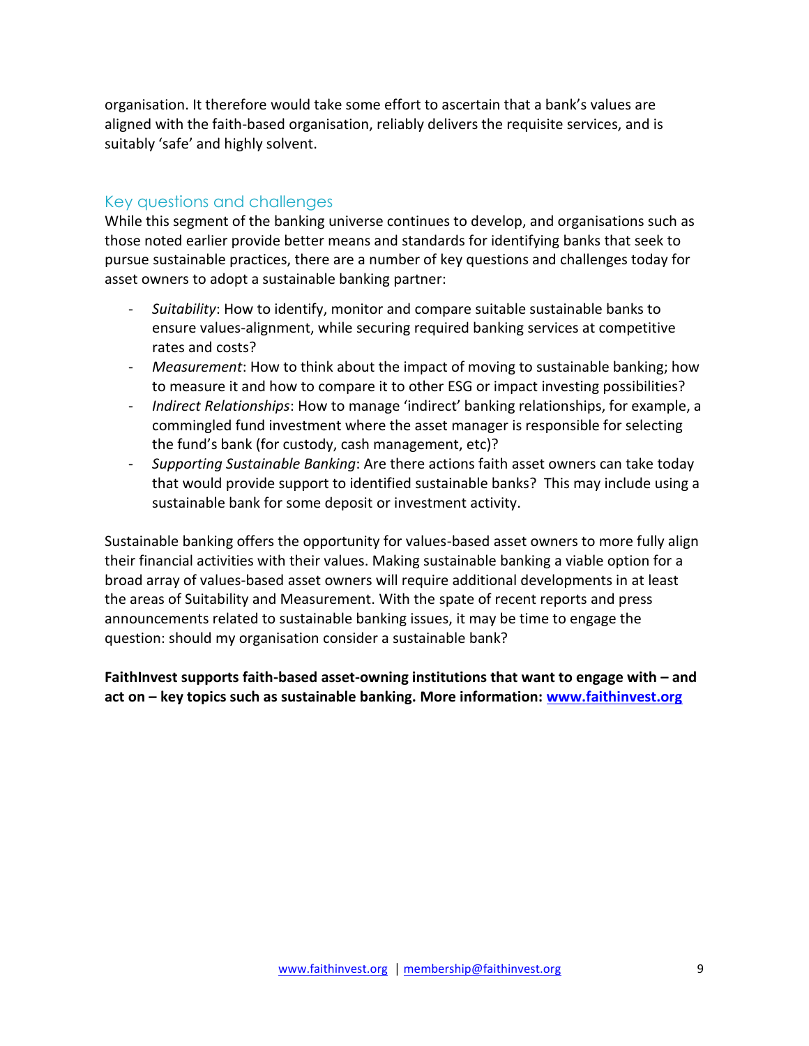organisation. It therefore would take some effort to ascertain that a bank's values are aligned with the faith-based organisation, reliably delivers the requisite services, and is suitably 'safe' and highly solvent.

## Key questions and challenges

While this segment of the banking universe continues to develop, and organisations such as those noted earlier provide better means and standards for identifying banks that seek to pursue sustainable practices, there are a number of key questions and challenges today for asset owners to adopt a sustainable banking partner:

- *Suitability*: How to identify, monitor and compare suitable sustainable banks to ensure values-alignment, while securing required banking services at competitive rates and costs?
- *Measurement*: How to think about the impact of moving to sustainable banking; how to measure it and how to compare it to other ESG or impact investing possibilities?
- *Indirect Relationships*: How to manage 'indirect' banking relationships, for example, a commingled fund investment where the asset manager is responsible for selecting the fund's bank (for custody, cash management, etc)?
- *Supporting Sustainable Banking*: Are there actions faith asset owners can take today that would provide support to identified sustainable banks? This may include using a sustainable bank for some deposit or investment activity.

Sustainable banking offers the opportunity for values-based asset owners to more fully align their financial activities with their values. Making sustainable banking a viable option for a broad array of values-based asset owners will require additional developments in at least the areas of Suitability and Measurement. With the spate of recent reports and press announcements related to sustainable banking issues, it may be time to engage the question: should my organisation consider a sustainable bank?

**FaithInvest supports faith-based asset-owning institutions that want to engage with – and act on – key topics such as sustainable banking. More information: [www.faithinvest.org](http://www.faithinvest.org)**